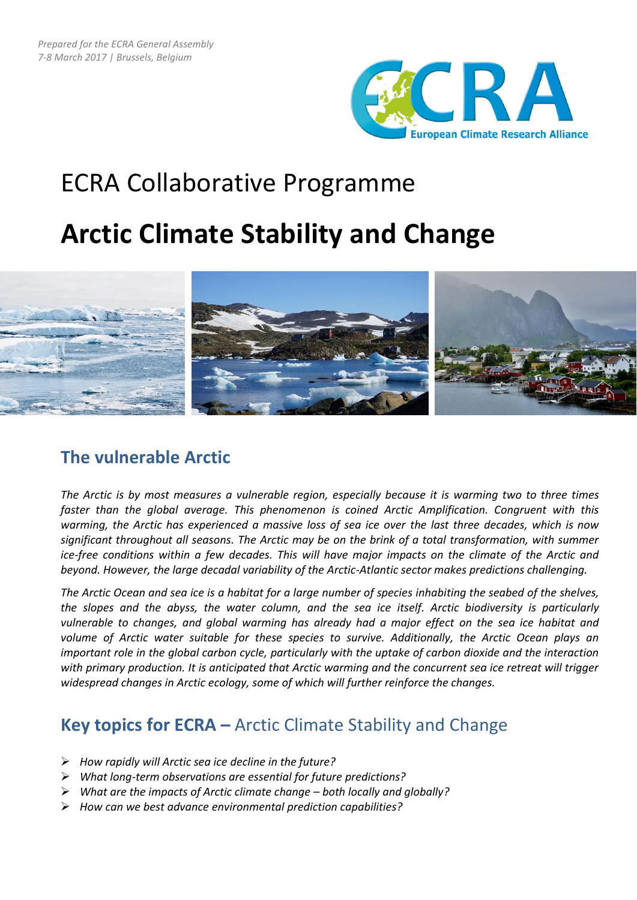*Prepared for the ECRA General Assembly*
*7-8 March 2017 | Brussels, Belgium*

ECRA
European Climate Research Alliance

# ECRA Collaborative Programme

# **Arctic Climate Stability and Change**

## The vulnerable Arctic

*The Arctic is by most measures a vulnerable region, especially because it is warming two to three times faster than the global average. This phenomenon is coined Arctic Amplification. Congruent with this warming, the Arctic has experienced a massive loss of sea ice over the last three decades, which is now significant throughout all seasons. The Arctic may be on the brink of a total transformation, with summer ice-free conditions within a few decades. This will have major impacts on the climate of the Arctic and beyond. However, the large decadal variability of the Arctic-Atlantic sector makes predictions challenging.*

*The Arctic Ocean and sea ice is a habitat for a large number of species inhabiting the seabed of the shelves, the slopes and the abyss, the water column, and the sea ice itself. Arctic biodiversity is particularly vulnerable to changes, and global warming has already had a major effect on the sea ice habitat and volume of Arctic water suitable for these species to survive. Additionally, the Arctic Ocean plays an important role in the global carbon cycle, particularly with the uptake of carbon dioxide and the interaction with primary production. It is anticipated that Arctic warming and the concurrent sea ice retreat will trigger widespread changes in Arctic ecology, some of which will further reinforce the changes.*

## **Key topics for ECRA –** Arctic Climate Stability and Change

- *How rapidly will Arctic sea ice decline in the future?*
- *What long-term observations are essential for future predictions?*
- *What are the impacts of Arctic climate change – both locally and globally?*
- *How can we best advance environmental prediction capabilities?*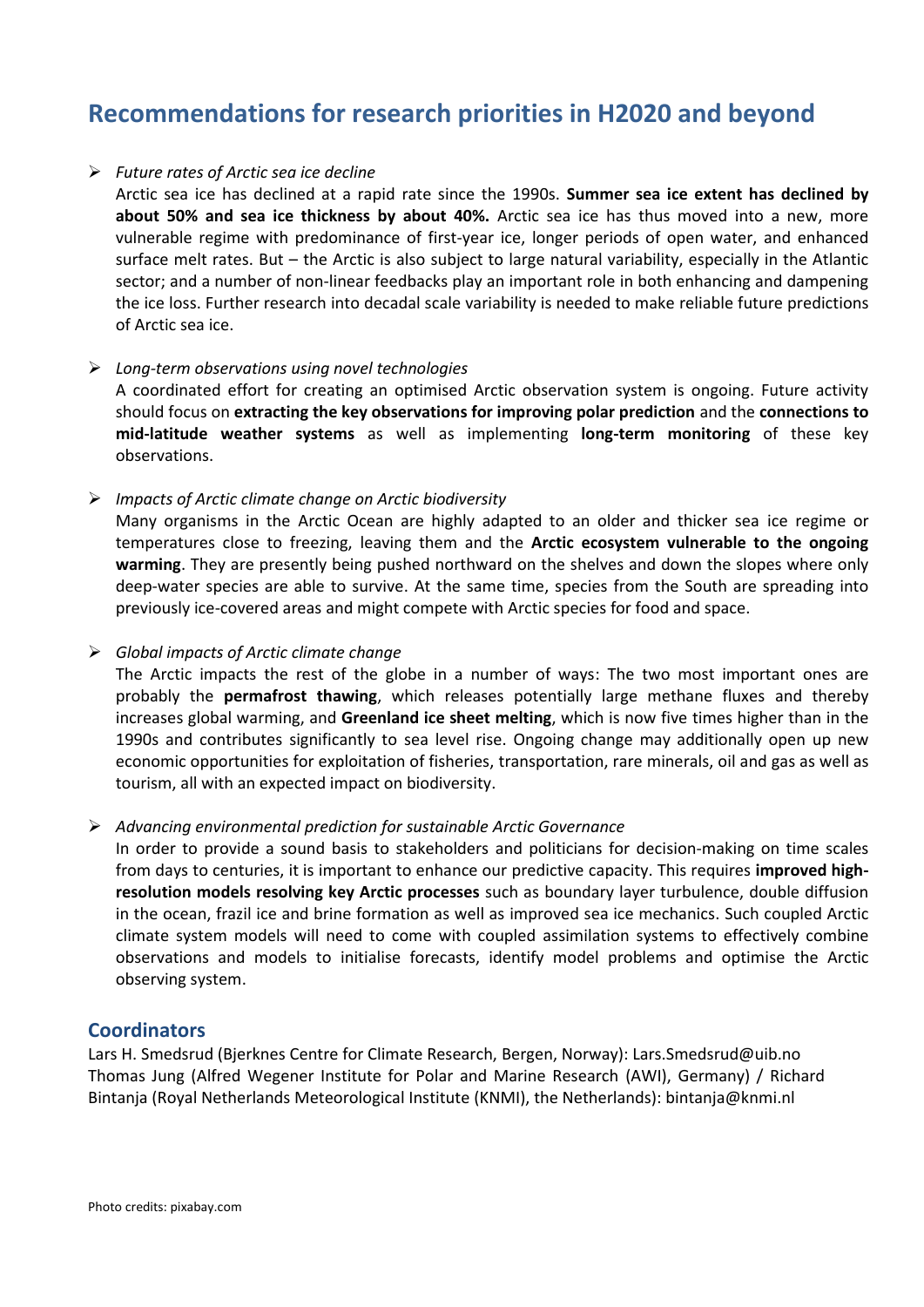## Recommendations for research priorities in H2020 and beyond

- *Future rates of Arctic sea ice decline*
  Arctic sea ice has declined at a rapid rate since the 1990s. **Summer sea ice extent has declined by about 50% and sea ice thickness by about 40%.** Arctic sea ice has thus moved into a new, more vulnerable regime with predominance of first-year ice, longer periods of open water, and enhanced surface melt rates. But – the Arctic is also subject to large natural variability, especially in the Atlantic sector; and a number of non-linear feedbacks play an important role in both enhancing and dampening the ice loss. Further research into decadal scale variability is needed to make reliable future predictions of Arctic sea ice.

- *Long-term observations using novel technologies*
  A coordinated effort for creating an optimised Arctic observation system is ongoing. Future activity should focus on **extracting the key observations for improving polar prediction** and the **connections to mid-latitude weather systems** as well as implementing **long-term monitoring** of these key observations.

- *Impacts of Arctic climate change on Arctic biodiversity*
  Many organisms in the Arctic Ocean are highly adapted to an older and thicker sea ice regime or temperatures close to freezing, leaving them and the **Arctic ecosystem vulnerable to the ongoing warming**. They are presently being pushed northward on the shelves and down the slopes where only deep-water species are able to survive. At the same time, species from the South are spreading into previously ice-covered areas and might compete with Arctic species for food and space.

- *Global impacts of Arctic climate change*
  The Arctic impacts the rest of the globe in a number of ways: The two most important ones are probably the **permafrost thawing**, which releases potentially large methane fluxes and thereby increases global warming, and **Greenland ice sheet melting**, which is now five times higher than in the 1990s and contributes significantly to sea level rise. Ongoing change may additionally open up new economic opportunities for exploitation of fisheries, transportation, rare minerals, oil and gas as well as tourism, all with an expected impact on biodiversity.

- *Advancing environmental prediction for sustainable Arctic Governance*
  In order to provide a sound basis to stakeholders and politicians for decision-making on time scales from days to centuries, it is important to enhance our predictive capacity. This requires **improved high-resolution models resolving key Arctic processes** such as boundary layer turbulence, double diffusion in the ocean, frazil ice and brine formation as well as improved sea ice mechanics. Such coupled Arctic climate system models will need to come with coupled assimilation systems to effectively combine observations and models to initialise forecasts, identify model problems and optimise the Arctic observing system.

### Coordinators

Lars H. Smedsrud (Bjerknes Centre for Climate Research, Bergen, Norway): Lars.Smedsrud@uib.no
Thomas Jung (Alfred Wegener Institute for Polar and Marine Research (AWI), Germany) / Richard Bintanja (Royal Netherlands Meteorological Institute (KNMI), the Netherlands): bintanja@knmi.nl

Photo credits: pixabay.com